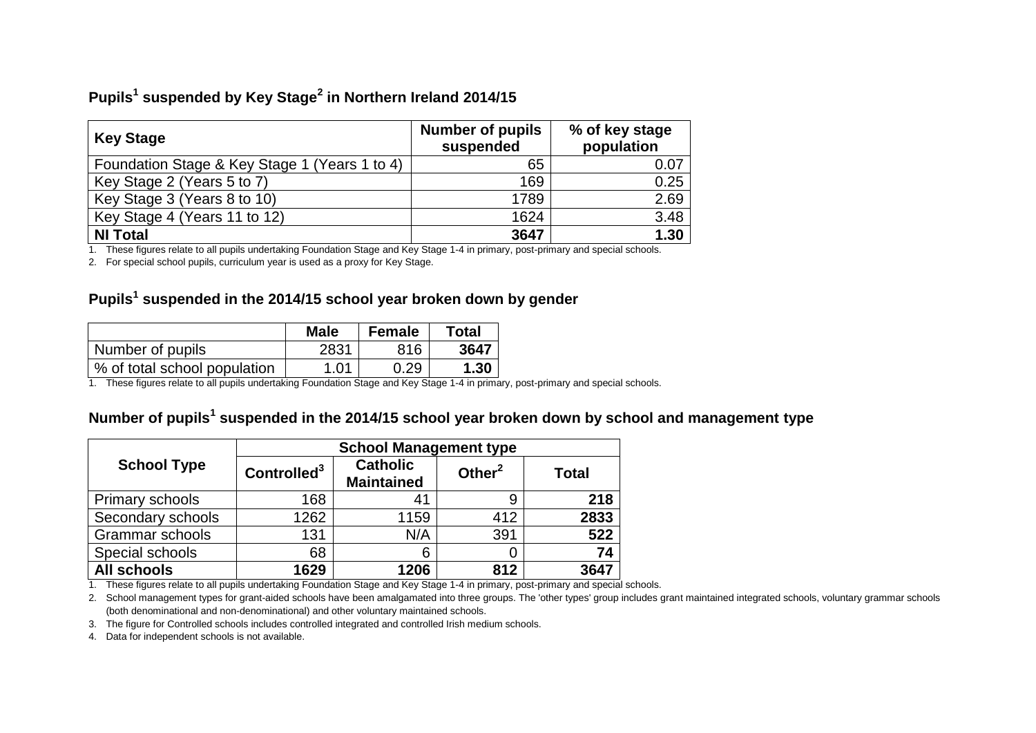## Pupils[1] suspended by Key Stage[2] in Northern Ireland 2014/15

| Key Stage | Number of pupils suspended | % of key stage population |
|---|---|---|
| Foundation Stage & Key Stage 1 (Years 1 to 4) | 65 | 0.07 |
| Key Stage 2 (Years 5 to 7) | 169 | 0.25 |
| Key Stage 3 (Years 8 to 10) | 1789 | 2.69 |
| Key Stage 4 (Years 11 to 12) | 1624 | 3.48 |
| **NI Total** | **3647** | **1.30** |

1. These figures relate to all pupils undertaking Foundation Stage and Key Stage 1-4 in primary, post-primary and special schools.
2. For special school pupils, curriculum year is used as a proxy for Key Stage.

## Pupils[1] suspended in the 2014/15 school year broken down by gender

| | Male | Female | Total |
|---|---|---|---|
| Number of pupils | 2831 | 816 | **3647** |
| % of total school population | 1.01 | 0.29 | **1.30** |

1. These figures relate to all pupils undertaking Foundation Stage and Key Stage 1-4 in primary, post-primary and special schools.

## Number of pupils[1] suspended in the 2014/15 school year broken down by school and management type

| School Type | School Management type | | | |
|---|---|---|---|---|
| | Controlled[3] | Catholic Maintained | Other[2] | Total |
| Primary schools | 168 | 41 | 9 | **218** |
| Secondary schools | 1262 | 1159 | 412 | **2833** |
| Grammar schools | 131 | N/A | 391 | **522** |
| Special schools | 68 | 6 | 0 | **74** |
| **All schools** | **1629** | **1206** | **812** | **3647** |

1. These figures relate to all pupils undertaking Foundation Stage and Key Stage 1-4 in primary, post-primary and special schools.
2. School management types for grant-aided schools have been amalgamated into three groups. The 'other types' group includes grant maintained integrated schools, voluntary grammar schools (both denominational and non-denominational) and other voluntary maintained schools.
3. The figure for Controlled schools includes controlled integrated and controlled Irish medium schools.
4. Data for independent schools is not available.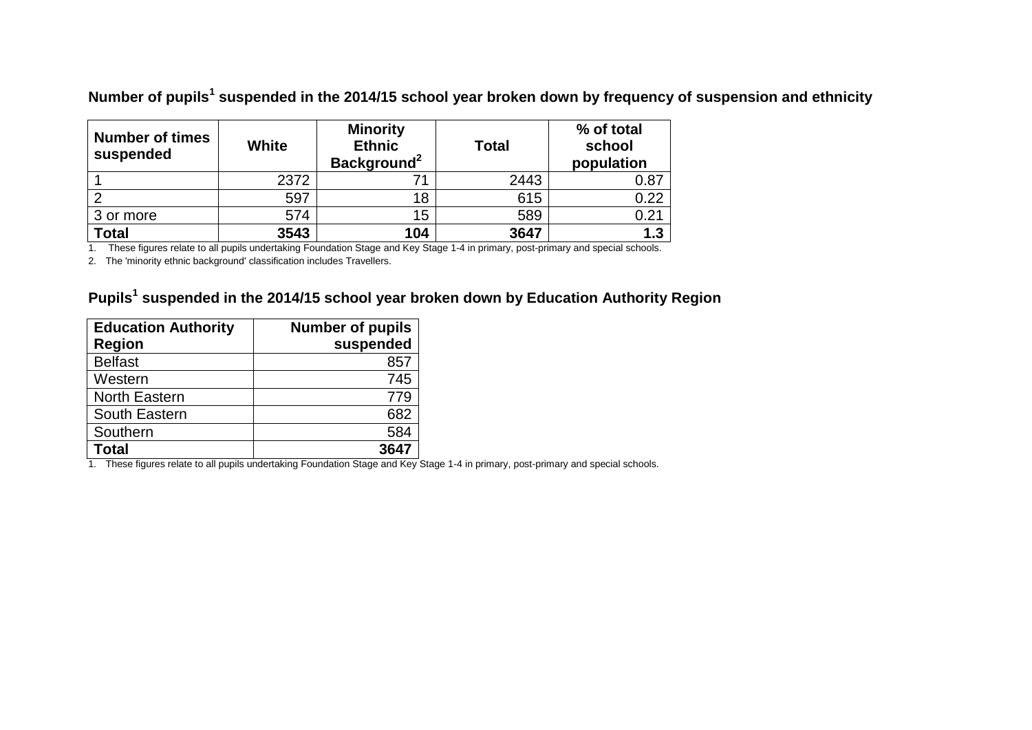### Number of pupils[1] suspended in the 2014/15 school year broken down by frequency of suspension and ethnicity

| Number of times suspended | White | Minority Ethnic Background[2] | Total | % of total school population |
|---|---|---|---|---|
| 1 | 2372 | 71 | 2443 | 0.87 |
| 2 | 597 | 18 | 615 | 0.22 |
| 3 or more | 574 | 15 | 589 | 0.21 |
| **Total** | **3543** | **104** | **3647** | **1.3** |

1. These figures relate to all pupils undertaking Foundation Stage and Key Stage 1-4 in primary, post-primary and special schools.
2. The 'minority ethnic background' classification includes Travellers.

### Pupils[1] suspended in the 2014/15 school year broken down by Education Authority Region

| Education Authority Region | Number of pupils suspended |
|---|---|
| Belfast | 857 |
| Western | 745 |
| North Eastern | 779 |
| South Eastern | 682 |
| Southern | 584 |
| **Total** | **3647** |

1. These figures relate to all pupils undertaking Foundation Stage and Key Stage 1-4 in primary, post-primary and special schools.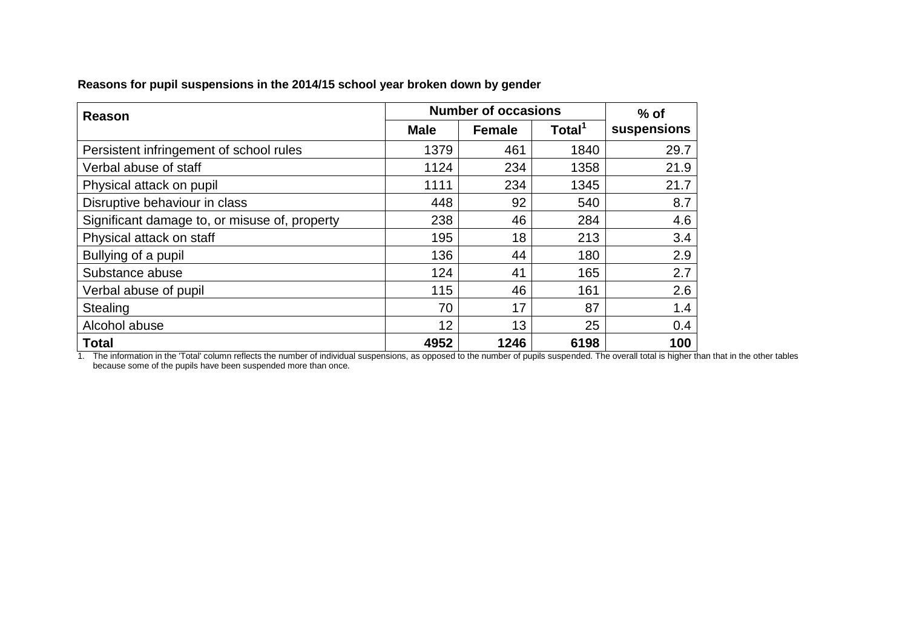**Reasons for pupil suspensions in the 2014/15 school year broken down by gender**

| Reason | Number of occasions | | | % of suspensions |
|---|---|---|---|---|
| | Male | Female | Total[1] | |
| Persistent infringement of school rules | 1379 | 461 | 1840 | 29.7 |
| Verbal abuse of staff | 1124 | 234 | 1358 | 21.9 |
| Physical attack on pupil | 1111 | 234 | 1345 | 21.7 |
| Disruptive behaviour in class | 448 | 92 | 540 | 8.7 |
| Significant damage to, or misuse of, property | 238 | 46 | 284 | 4.6 |
| Physical attack on staff | 195 | 18 | 213 | 3.4 |
| Bullying of a pupil | 136 | 44 | 180 | 2.9 |
| Substance abuse | 124 | 41 | 165 | 2.7 |
| Verbal abuse of pupil | 115 | 46 | 161 | 2.6 |
| Stealing | 70 | 17 | 87 | 1.4 |
| Alcohol abuse | 12 | 13 | 25 | 0.4 |
| **Total** | **4952** | **1246** | **6198** | **100** |

1. The information in the 'Total' column reflects the number of individual suspensions, as opposed to the number of pupils suspended. The overall total is higher than that in the other tables because some of the pupils have been suspended more than once.